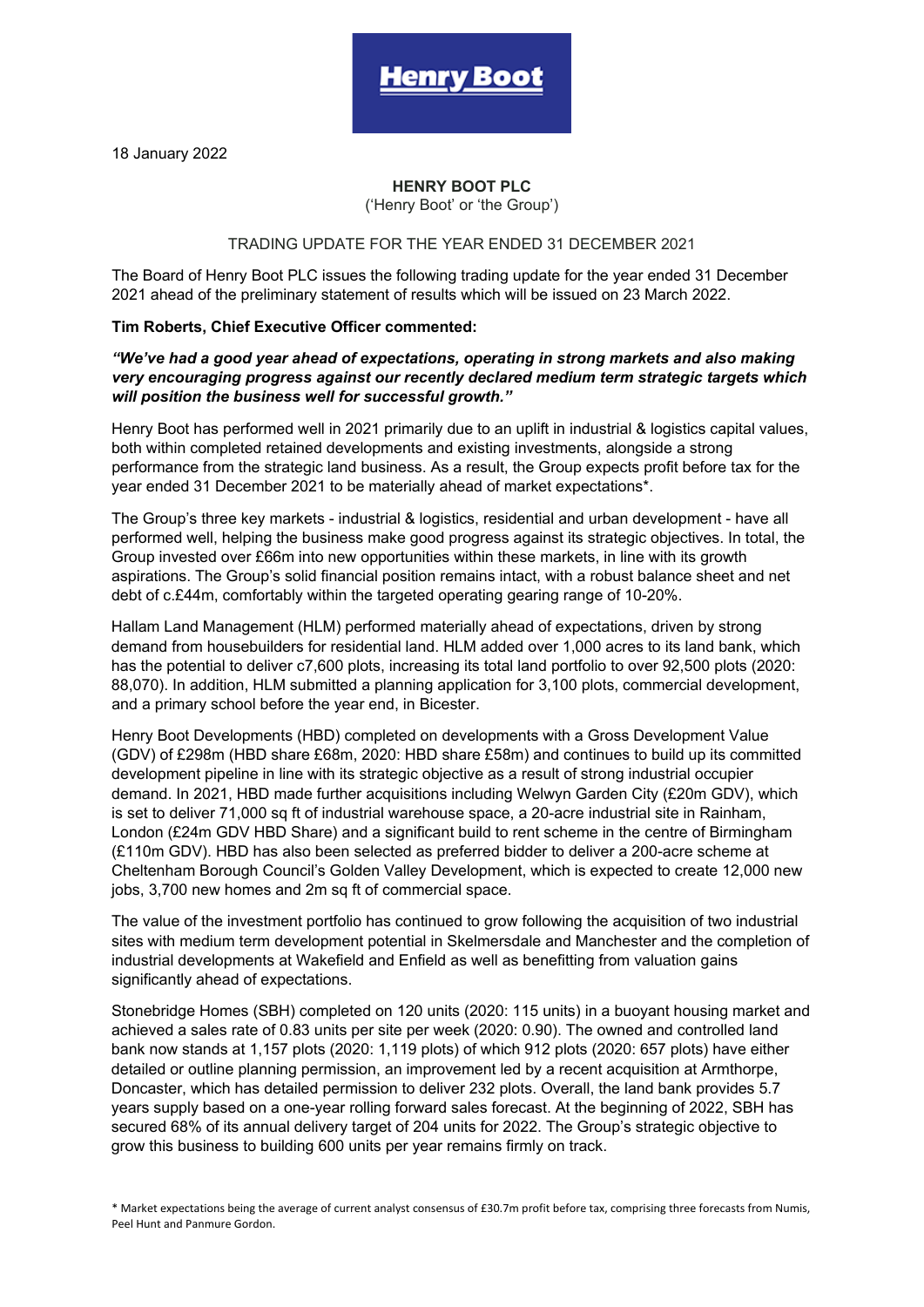18 January 2022

**HENRY BOOT PLC**
('Henry Boot' or 'the Group')

TRADING UPDATE FOR THE YEAR ENDED 31 DECEMBER 2021

The Board of Henry Boot PLC issues the following trading update for the year ended 31 December 2021 ahead of the preliminary statement of results which will be issued on 23 March 2022.

**Tim Roberts, Chief Executive Officer commented:**

***"We've had a good year ahead of expectations, operating in strong markets and also making very encouraging progress against our recently declared medium term strategic targets which will position the business well for successful growth."***

Henry Boot has performed well in 2021 primarily due to an uplift in industrial & logistics capital values, both within completed retained developments and existing investments, alongside a strong performance from the strategic land business. As a result, the Group expects profit before tax for the year ended 31 December 2021 to be materially ahead of market expectations*.

The Group's three key markets - industrial & logistics, residential and urban development - have all performed well, helping the business make good progress against its strategic objectives. In total, the Group invested over £66m into new opportunities within these markets, in line with its growth aspirations. The Group's solid financial position remains intact, with a robust balance sheet and net debt of c.£44m, comfortably within the targeted operating gearing range of 10-20%.

Hallam Land Management (HLM) performed materially ahead of expectations, driven by strong demand from housebuilders for residential land. HLM added over 1,000 acres to its land bank, which has the potential to deliver c7,600 plots, increasing its total land portfolio to over 92,500 plots (2020: 88,070). In addition, HLM submitted a planning application for 3,100 plots, commercial development, and a primary school before the year end, in Bicester.

Henry Boot Developments (HBD) completed on developments with a Gross Development Value (GDV) of £298m (HBD share £68m, 2020: HBD share £58m) and continues to build up its committed development pipeline in line with its strategic objective as a result of strong industrial occupier demand. In 2021, HBD made further acquisitions including Welwyn Garden City (£20m GDV), which is set to deliver 71,000 sq ft of industrial warehouse space, a 20-acre industrial site in Rainham, London (£24m GDV HBD Share) and a significant build to rent scheme in the centre of Birmingham (£110m GDV). HBD has also been selected as preferred bidder to deliver a 200-acre scheme at Cheltenham Borough Council's Golden Valley Development, which is expected to create 12,000 new jobs, 3,700 new homes and 2m sq ft of commercial space.

The value of the investment portfolio has continued to grow following the acquisition of two industrial sites with medium term development potential in Skelmersdale and Manchester and the completion of industrial developments at Wakefield and Enfield as well as benefitting from valuation gains significantly ahead of expectations.

Stonebridge Homes (SBH) completed on 120 units (2020: 115 units) in a buoyant housing market and achieved a sales rate of 0.83 units per site per week (2020: 0.90). The owned and controlled land bank now stands at 1,157 plots (2020: 1,119 plots) of which 912 plots (2020: 657 plots) have either detailed or outline planning permission, an improvement led by a recent acquisition at Armthorpe, Doncaster, which has detailed permission to deliver 232 plots. Overall, the land bank provides 5.7 years supply based on a one-year rolling forward sales forecast. At the beginning of 2022, SBH has secured 68% of its annual delivery target of 204 units for 2022. The Group's strategic objective to grow this business to building 600 units per year remains firmly on track.

* Market expectations being the average of current analyst consensus of £30.7m profit before tax, comprising three forecasts from Numis, Peel Hunt and Panmure Gordon.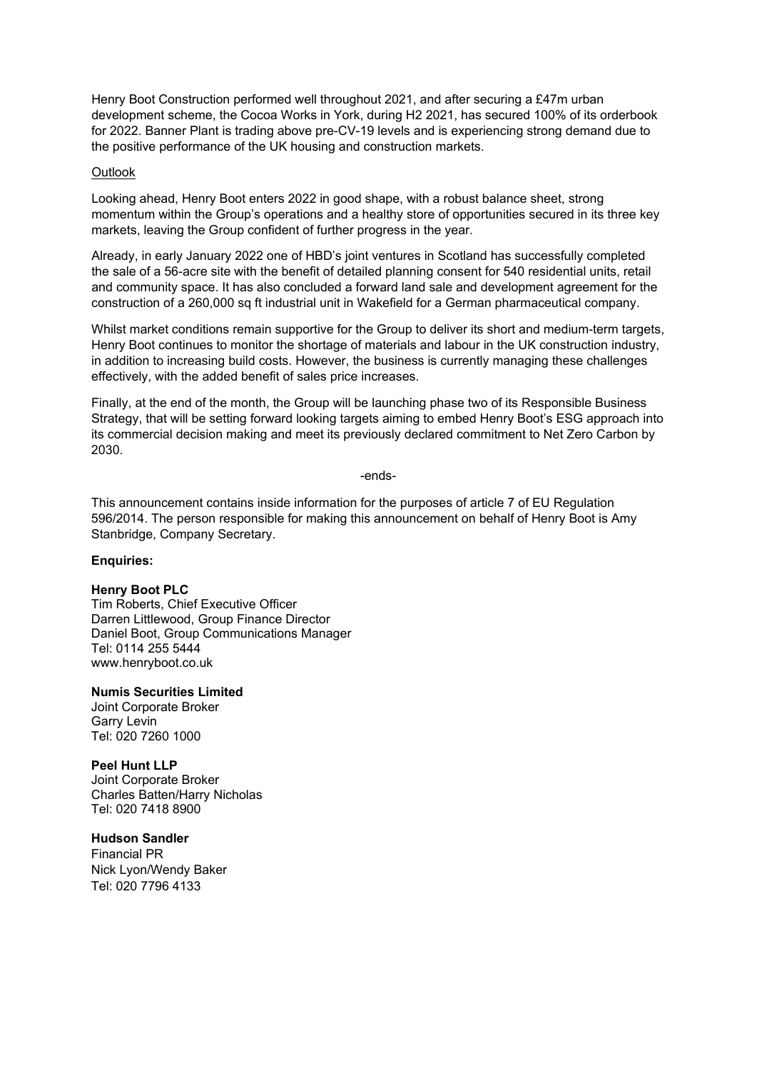Henry Boot Construction performed well throughout 2021, and after securing a £47m urban development scheme, the Cocoa Works in York, during H2 2021, has secured 100% of its orderbook for 2022. Banner Plant is trading above pre-CV-19 levels and is experiencing strong demand due to the positive performance of the UK housing and construction markets.

Outlook

Looking ahead, Henry Boot enters 2022 in good shape, with a robust balance sheet, strong momentum within the Group's operations and a healthy store of opportunities secured in its three key markets, leaving the Group confident of further progress in the year.

Already, in early January 2022 one of HBD's joint ventures in Scotland has successfully completed the sale of a 56-acre site with the benefit of detailed planning consent for 540 residential units, retail and community space. It has also concluded a forward land sale and development agreement for the construction of a 260,000 sq ft industrial unit in Wakefield for a German pharmaceutical company.

Whilst market conditions remain supportive for the Group to deliver its short and medium-term targets, Henry Boot continues to monitor the shortage of materials and labour in the UK construction industry, in addition to increasing build costs. However, the business is currently managing these challenges effectively, with the added benefit of sales price increases.

Finally, at the end of the month, the Group will be launching phase two of its Responsible Business Strategy, that will be setting forward looking targets aiming to embed Henry Boot's ESG approach into its commercial decision making and meet its previously declared commitment to Net Zero Carbon by 2030.

-ends-

This announcement contains inside information for the purposes of article 7 of EU Regulation 596/2014. The person responsible for making this announcement on behalf of Henry Boot is Amy Stanbridge, Company Secretary.

**Enquiries:**

**Henry Boot PLC**
Tim Roberts, Chief Executive Officer
Darren Littlewood, Group Finance Director
Daniel Boot, Group Communications Manager
Tel: 0114 255 5444
www.henryboot.co.uk

**Numis Securities Limited**
Joint Corporate Broker
Garry Levin
Tel: 020 7260 1000

**Peel Hunt LLP**
Joint Corporate Broker
Charles Batten/Harry Nicholas
Tel: 020 7418 8900

**Hudson Sandler**
Financial PR
Nick Lyon/Wendy Baker
Tel: 020 7796 4133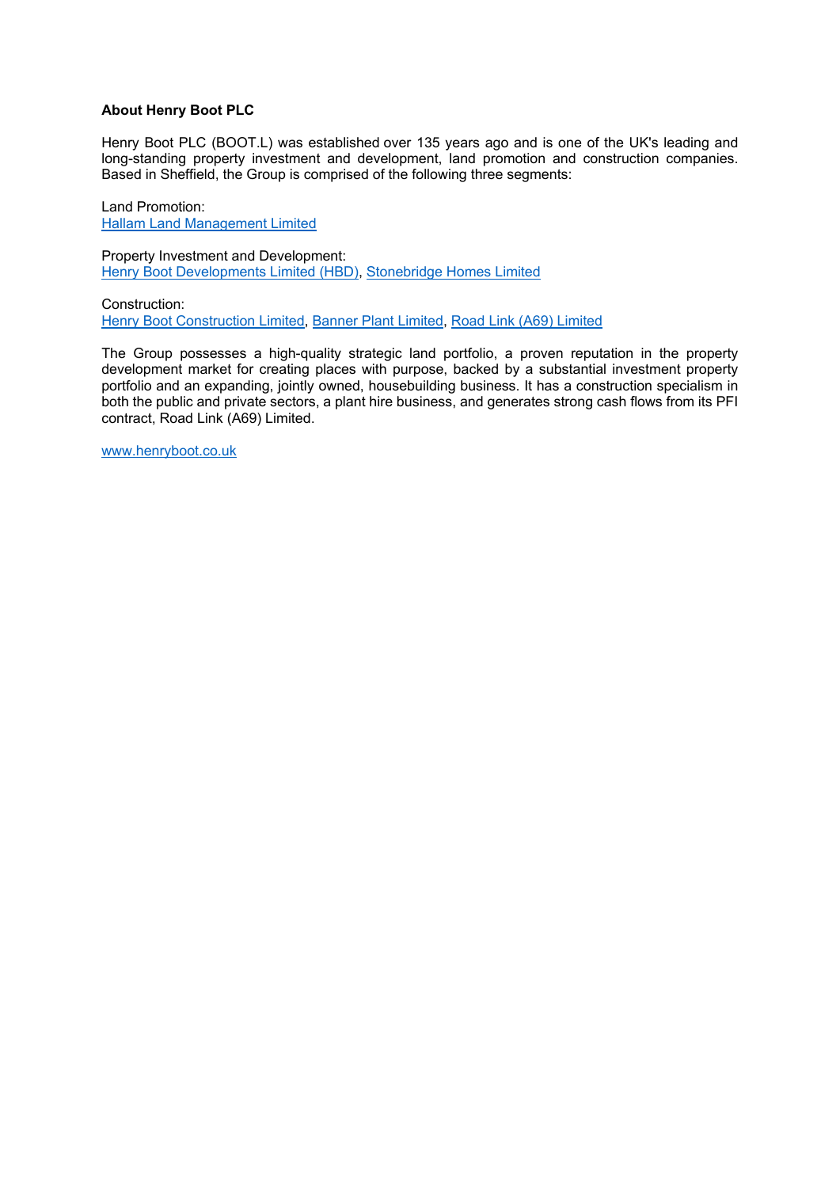**About Henry Boot PLC**

Henry Boot PLC (BOOT.L) was established over 135 years ago and is one of the UK's leading and long-standing property investment and development, land promotion and construction companies. Based in Sheffield, the Group is comprised of the following three segments:

Land Promotion:
Hallam Land Management Limited

Property Investment and Development:
Henry Boot Developments Limited (HBD), Stonebridge Homes Limited

Construction:
Henry Boot Construction Limited, Banner Plant Limited, Road Link (A69) Limited

The Group possesses a high-quality strategic land portfolio, a proven reputation in the property development market for creating places with purpose, backed by a substantial investment property portfolio and an expanding, jointly owned, housebuilding business. It has a construction specialism in both the public and private sectors, a plant hire business, and generates strong cash flows from its PFI contract, Road Link (A69) Limited.

www.henryboot.co.uk